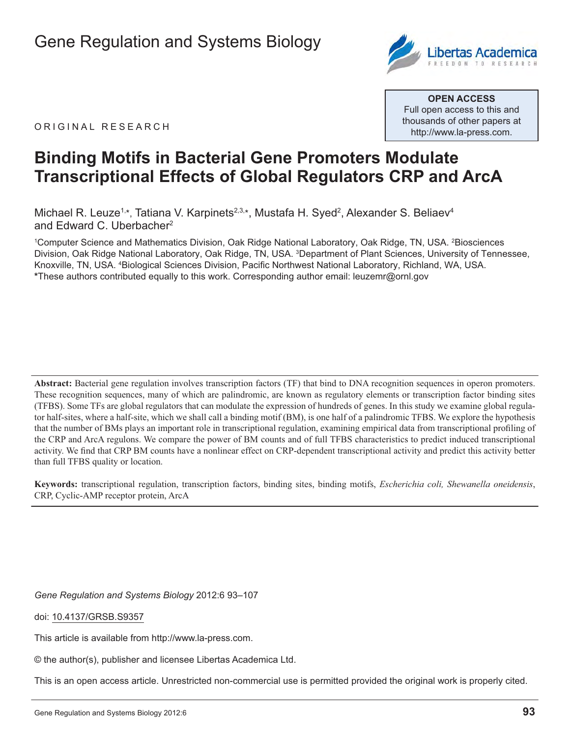Gene Regulation and Systems Biology

**OPEN ACCESS**
Full open access to this and thousands of other papers at http://www.la-press.com.

ORIGINAL RESEARCH

# Binding Motifs in Bacterial Gene Promoters Modulate Transcriptional Effects of Global Regulators CRP and ArcA

Michael R. Leuze[1,*], Tatiana V. Karpinets[2,3,*], Mustafa H. Syed[2], Alexander S. Beliaev[4] and Edward C. Uberbacher[2]

[1]Computer Science and Mathematics Division, Oak Ridge National Laboratory, Oak Ridge, TN, USA. [2]Biosciences Division, Oak Ridge National Laboratory, Oak Ridge, TN, USA. [3]Department of Plant Sciences, University of Tennessee, Knoxville, TN, USA. [4]Biological Sciences Division, Pacific Northwest National Laboratory, Richland, WA, USA.
*These authors contributed equally to this work. Corresponding author email: leuzemr@ornl.gov

**Abstract:** Bacterial gene regulation involves transcription factors (TF) that bind to DNA recognition sequences in operon promoters. These recognition sequences, many of which are palindromic, are known as regulatory elements or transcription factor binding sites (TFBS). Some TFs are global regulators that can modulate the expression of hundreds of genes. In this study we examine global regulator half-sites, where a half-site, which we shall call a binding motif (BM), is one half of a palindromic TFBS. We explore the hypothesis that the number of BMs plays an important role in transcriptional regulation, examining empirical data from transcriptional profiling of the CRP and ArcA regulons. We compare the power of BM counts and of full TFBS characteristics to predict induced transcriptional activity. We find that CRP BM counts have a nonlinear effect on CRP-dependent transcriptional activity and predict this activity better than full TFBS quality or location.

**Keywords:** transcriptional regulation, transcription factors, binding sites, binding motifs, *Escherichia coli, Shewanella oneidensis*, CRP, Cyclic-AMP receptor protein, ArcA

*Gene Regulation and Systems Biology* 2012:6 93–107

doi: 10.4137/GRSB.S9357

This article is available from http://www.la-press.com.

© the author(s), publisher and licensee Libertas Academica Ltd.

This is an open access article. Unrestricted non-commercial use is permitted provided the original work is properly cited.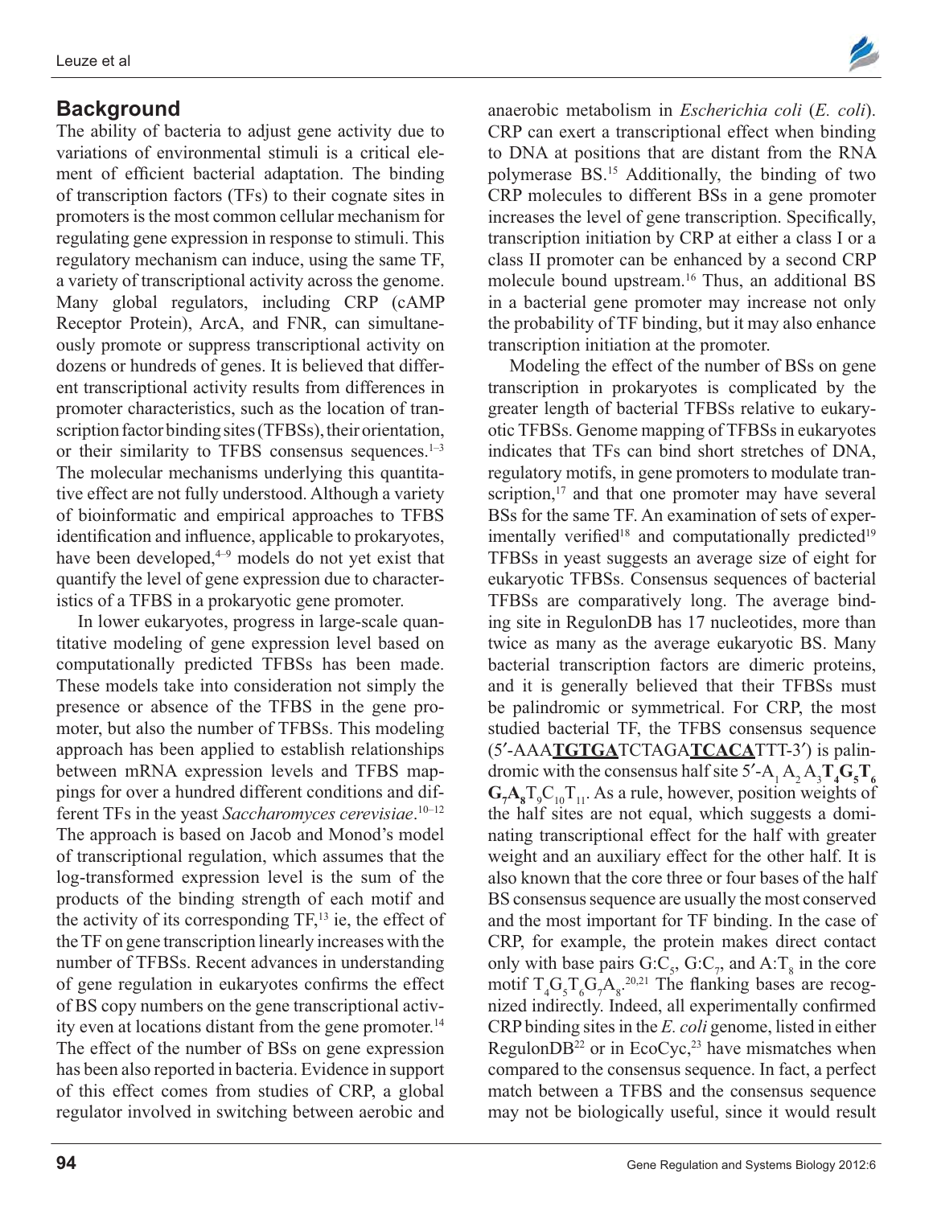## Background

The ability of bacteria to adjust gene activity due to variations of environmental stimuli is a critical element of efficient bacterial adaptation. The binding of transcription factors (TFs) to their cognate sites in promoters is the most common cellular mechanism for regulating gene expression in response to stimuli. This regulatory mechanism can induce, using the same TF, a variety of transcriptional activity across the genome. Many global regulators, including CRP (cAMP Receptor Protein), ArcA, and FNR, can simultaneously promote or suppress transcriptional activity on dozens or hundreds of genes. It is believed that different transcriptional activity results from differences in promoter characteristics, such as the location of transcription factor binding sites (TFBSs), their orientation, or their similarity to TFBS consensus sequences.[1–3] The molecular mechanisms underlying this quantitative effect are not fully understood. Although a variety of bioinformatic and empirical approaches to TFBS identification and influence, applicable to prokaryotes, have been developed,[4–9] models do not yet exist that quantify the level of gene expression due to characteristics of a TFBS in a prokaryotic gene promoter.

In lower eukaryotes, progress in large-scale quantitative modeling of gene expression level based on computationally predicted TFBSs has been made. These models take into consideration not simply the presence or absence of the TFBS in the gene promoter, but also the number of TFBSs. This modeling approach has been applied to establish relationships between mRNA expression levels and TFBS mappings for over a hundred different conditions and different TFs in the yeast *Saccharomyces cerevisiae*.[10–12] The approach is based on Jacob and Monod's model of transcriptional regulation, which assumes that the log-transformed expression level is the sum of the products of the binding strength of each motif and the activity of its corresponding TF,[13] ie, the effect of the TF on gene transcription linearly increases with the number of TFBSs. Recent advances in understanding of gene regulation in eukaryotes confirms the effect of BS copy numbers on the gene transcriptional activity even at locations distant from the gene promoter.[14] The effect of the number of BSs on gene expression has been also reported in bacteria. Evidence in support of this effect comes from studies of CRP, a global regulator involved in switching between aerobic and anaerobic metabolism in *Escherichia coli* (*E. coli*). CRP can exert a transcriptional effect when binding to DNA at positions that are distant from the RNA polymerase BS.[15] Additionally, the binding of two CRP molecules to different BSs in a gene promoter increases the level of gene transcription. Specifically, transcription initiation by CRP at either a class I or a class II promoter can be enhanced by a second CRP molecule bound upstream.[16] Thus, an additional BS in a bacterial gene promoter may increase not only the probability of TF binding, but it may also enhance transcription initiation at the promoter.

Modeling the effect of the number of BSs on gene transcription in prokaryotes is complicated by the greater length of bacterial TFBSs relative to eukaryotic TFBSs. Genome mapping of TFBSs in eukaryotes indicates that TFs can bind short stretches of DNA, regulatory motifs, in gene promoters to modulate transcription,[17] and that one promoter may have several BSs for the same TF. An examination of sets of experimentally verified[18] and computationally predicted[19] TFBSs in yeast suggests an average size of eight for eukaryotic TFBSs. Consensus sequences of bacterial TFBSs are comparatively long. The average binding site in RegulonDB has 17 nucleotides, more than twice as many as the average eukaryotic BS. Many bacterial transcription factors are dimeric proteins, and it is generally believed that their TFBSs must be palindromic or symmetrical. For CRP, the most studied bacterial TF, the TFBS consensus sequence (5′-AAA**<u>TGTGA</u>**TCTAGA**<u>TCACA</u>**TTT-3′) is palindromic with the consensus half site 5′-$A_1 A_2 A_3 \mathbf{T_4 G_5 T_6 G_7 A_8} T_9 C_{10} T_{11}$. As a rule, however, position weights of the half sites are not equal, which suggests a dominating transcriptional effect for the half with greater weight and an auxiliary effect for the other half. It is also known that the core three or four bases of the half BS consensus sequence are usually the most conserved and the most important for TF binding. In the case of CRP, for example, the protein makes direct contact only with base pairs $G{:}C_5$, $G{:}C_7$, and $A{:}T_8$ in the core motif $T_4G_5T_6G_7A_8$.[20,21] The flanking bases are recognized indirectly. Indeed, all experimentally confirmed CRP binding sites in the *E. coli* genome, listed in either RegulonDB[22] or in EcoCyc,[23] have mismatches when compared to the consensus sequence. In fact, a perfect match between a TFBS and the consensus sequence may not be biologically useful, since it would result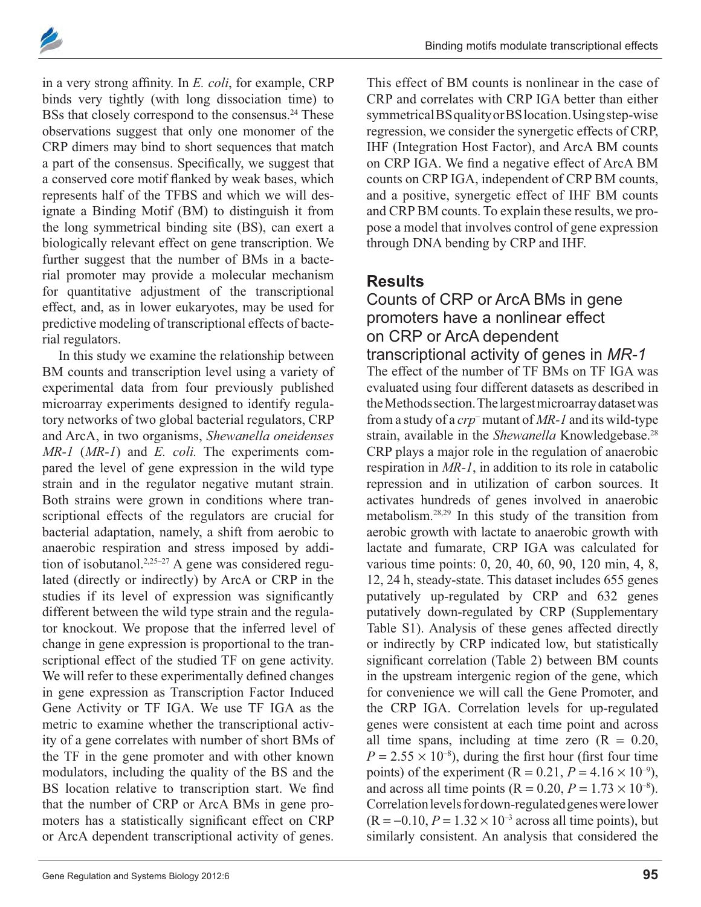in a very strong affinity. In *E. coli*, for example, CRP binds very tightly (with long dissociation time) to BSs that closely correspond to the consensus.[24] These observations suggest that only one monomer of the CRP dimers may bind to short sequences that match a part of the consensus. Specifically, we suggest that a conserved core motif flanked by weak bases, which represents half of the TFBS and which we will designate a Binding Motif (BM) to distinguish it from the long symmetrical binding site (BS), can exert a biologically relevant effect on gene transcription. We further suggest that the number of BMs in a bacterial promoter may provide a molecular mechanism for quantitative adjustment of the transcriptional effect, and, as in lower eukaryotes, may be used for predictive modeling of transcriptional effects of bacterial regulators.

In this study we examine the relationship between BM counts and transcription level using a variety of experimental data from four previously published microarray experiments designed to identify regulatory networks of two global bacterial regulators, CRP and ArcA, in two organisms, *Shewanella oneidenses MR-1* (*MR-1*) and *E. coli.* The experiments compared the level of gene expression in the wild type strain and in the regulator negative mutant strain. Both strains were grown in conditions where transcriptional effects of the regulators are crucial for bacterial adaptation, namely, a shift from aerobic to anaerobic respiration and stress imposed by addition of isobutanol.[2,25–27] A gene was considered regulated (directly or indirectly) by ArcA or CRP in the studies if its level of expression was significantly different between the wild type strain and the regulator knockout. We propose that the inferred level of change in gene expression is proportional to the transcriptional effect of the studied TF on gene activity. We will refer to these experimentally defined changes in gene expression as Transcription Factor Induced Gene Activity or TF IGA. We use TF IGA as the metric to examine whether the transcriptional activity of a gene correlates with number of short BMs of the TF in the gene promoter and with other known modulators, including the quality of the BS and the BS location relative to transcription start. We find that the number of CRP or ArcA BMs in gene promoters has a statistically significant effect on CRP or ArcA dependent transcriptional activity of genes. This effect of BM counts is nonlinear in the case of CRP and correlates with CRP IGA better than either symmetrical BS quality or BS location. Using step-wise regression, we consider the synergetic effects of CRP, IHF (Integration Host Factor), and ArcA BM counts on CRP IGA. We find a negative effect of ArcA BM counts on CRP IGA, independent of CRP BM counts, and a positive, synergetic effect of IHF BM counts and CRP BM counts. To explain these results, we propose a model that involves control of gene expression through DNA bending by CRP and IHF.

## Results

### Counts of CRP or ArcA BMs in gene promoters have a nonlinear effect on CRP or ArcA dependent transcriptional activity of genes in *MR-1*

The effect of the number of TF BMs on TF IGA was evaluated using four different datasets as described in the Methods section. The largest microarray dataset was from a study of a *crp*[–] mutant of *MR-1* and its wild-type strain, available in the *Shewanella* Knowledgebase.[28] CRP plays a major role in the regulation of anaerobic respiration in *MR-1*, in addition to its role in catabolic repression and in utilization of carbon sources. It activates hundreds of genes involved in anaerobic metabolism.[28,29] In this study of the transition from aerobic growth with lactate to anaerobic growth with lactate and fumarate, CRP IGA was calculated for various time points: 0, 20, 40, 60, 90, 120 min, 4, 8, 12, 24 h, steady-state. This dataset includes 655 genes putatively up-regulated by CRP and 632 genes putatively down-regulated by CRP (Supplementary Table S1). Analysis of these genes affected directly or indirectly by CRP indicated low, but statistically significant correlation (Table 2) between BM counts in the upstream intergenic region of the gene, which for convenience we will call the Gene Promoter, and the CRP IGA. Correlation levels for up-regulated genes were consistent at each time point and across all time spans, including at time zero (R = 0.20, $P = 2.55 \times 10^{-8}$), during the first hour (first four time points) of the experiment (R = 0.21, $P = 4.16 \times 10^{-9}$), and across all time points (R = 0.20, $P = 1.73 \times 10^{-8}$). Correlation levels for down-regulated genes were lower (R = −0.10, $P = 1.32 \times 10^{-3}$ across all time points), but similarly consistent. An analysis that considered the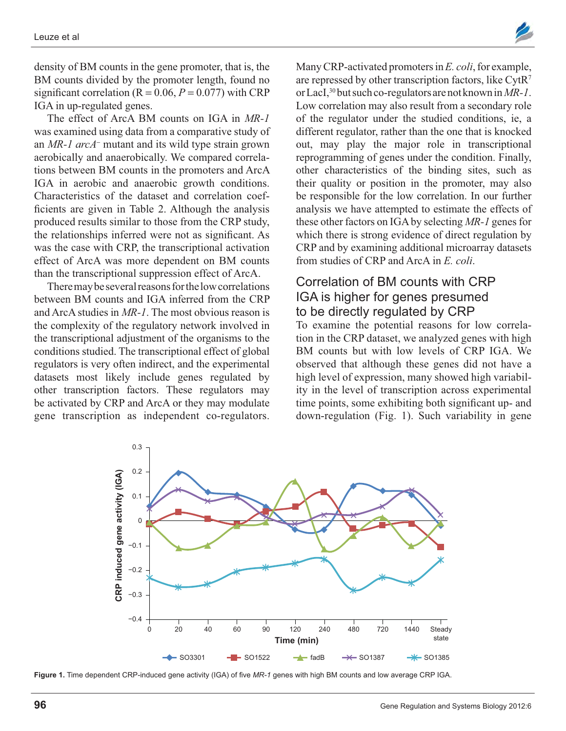density of BM counts in the gene promoter, that is, the BM counts divided by the promoter length, found no significant correlation (R = 0.06, $P = 0.077$) with CRP IGA in up-regulated genes.

The effect of ArcA BM counts on IGA in *MR-1* was examined using data from a comparative study of an *MR-1 arcA*⁻ mutant and its wild type strain grown aerobically and anaerobically. We compared correlations between BM counts in the promoters and ArcA IGA in aerobic and anaerobic growth conditions. Characteristics of the dataset and correlation coefficients are given in Table 2. Although the analysis produced results similar to those from the CRP study, the relationships inferred were not as significant. As was the case with CRP, the transcriptional activation effect of ArcA was more dependent on BM counts than the transcriptional suppression effect of ArcA.

There may be several reasons for the low correlations between BM counts and IGA inferred from the CRP and ArcA studies in *MR-1*. The most obvious reason is the complexity of the regulatory network involved in the transcriptional adjustment of the organisms to the conditions studied. The transcriptional effect of global regulators is very often indirect, and the experimental datasets most likely include genes regulated by other transcription factors. These regulators may be activated by CRP and ArcA or they may modulate gene transcription as independent co-regulators. Many CRP-activated promoters in *E. coli*, for example, are repressed by other transcription factors, like CytR[7] or LacI,[30] but such co-regulators are not known in *MR-1*. Low correlation may also result from a secondary role of the regulator under the studied conditions, ie, a different regulator, rather than the one that is knocked out, may play the major role in transcriptional reprogramming of genes under the condition. Finally, other characteristics of the binding sites, such as their quality or position in the promoter, may also be responsible for the low correlation. In our further analysis we have attempted to estimate the effects of these other factors on IGA by selecting *MR-1* genes for which there is strong evidence of direct regulation by CRP and by examining additional microarray datasets from studies of CRP and ArcA in *E. coli*.

## Correlation of BM counts with CRP IGA is higher for genes presumed to be directly regulated by CRP

To examine the potential reasons for low correlation in the CRP dataset, we analyzed genes with high BM counts but with low levels of CRP IGA. We observed that although these genes did not have a high level of expression, many showed high variability in the level of transcription across experimental time points, some exhibiting both significant up- and down-regulation (Fig. 1). Such variability in gene

CRP induced gene activity (IGA)
0.3
0.2
0.1
0
−0.1
−0.2
−0.3
−0.4
0
20
40
60
90
120
240
480
720
1440
Steady state
Time (min)
SO3301
SO1522
fadB
SO1387
SO1385

**Figure 1.** Time dependent CRP-induced gene activity (IGA) of five *MR-1* genes with high BM counts and low average CRP IGA.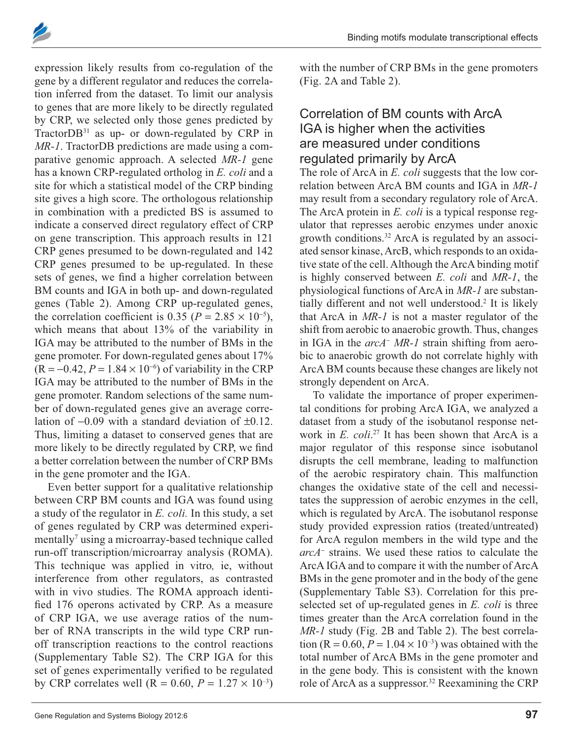expression likely results from co-regulation of the gene by a different regulator and reduces the correlation inferred from the dataset. To limit our analysis to genes that are more likely to be directly regulated by CRP, we selected only those genes predicted by TractorDB[31] as up- or down-regulated by CRP in *MR-1*. TractorDB predictions are made using a comparative genomic approach. A selected *MR-1* gene has a known CRP-regulated ortholog in *E. coli* and a site for which a statistical model of the CRP binding site gives a high score. The orthologous relationship in combination with a predicted BS is assumed to indicate a conserved direct regulatory effect of CRP on gene transcription. This approach results in 121 CRP genes presumed to be down-regulated and 142 CRP genes presumed to be up-regulated. In these sets of genes, we find a higher correlation between BM counts and IGA in both up- and down-regulated genes (Table 2). Among CRP up-regulated genes, the correlation coefficient is 0.35 ($P = 2.85 \times 10^{-5}$), which means that about 13% of the variability in IGA may be attributed to the number of BMs in the gene promoter. For down-regulated genes about 17% ($R = -0.42$, $P = 1.84 \times 10^{-6}$) of variability in the CRP IGA may be attributed to the number of BMs in the gene promoter. Random selections of the same number of down-regulated genes give an average correlation of $-0.09$ with a standard deviation of $\pm 0.12$. Thus, limiting a dataset to conserved genes that are more likely to be directly regulated by CRP, we find a better correlation between the number of CRP BMs in the gene promoter and the IGA.

Even better support for a qualitative relationship between CRP BM counts and IGA was found using a study of the regulator in *E. coli.* In this study, a set of genes regulated by CRP was determined experimentally[7] using a microarray-based technique called run-off transcription/microarray analysis (ROMA). This technique was applied in vitro*,* ie, without interference from other regulators, as contrasted with in vivo studies. The ROMA approach identified 176 operons activated by CRP. As a measure of CRP IGA, we use average ratios of the number of RNA transcripts in the wild type CRP run-off transcription reactions to the control reactions (Supplementary Table S2). The CRP IGA for this set of genes experimentally verified to be regulated by CRP correlates well ($R = 0.60$, $P = 1.27 \times 10^{-3}$) with the number of CRP BMs in the gene promoters (Fig. 2A and Table 2).

## Correlation of BM counts with ArcA IGA is higher when the activities are measured under conditions regulated primarily by ArcA

The role of ArcA in *E. coli* suggests that the low correlation between ArcA BM counts and IGA in *MR-1* may result from a secondary regulatory role of ArcA. The ArcA protein in *E. coli* is a typical response regulator that represses aerobic enzymes under anoxic growth conditions.[32] ArcA is regulated by an associated sensor kinase, ArcB, which responds to an oxidative state of the cell. Although the ArcA binding motif is highly conserved between *E. coli* and *MR-1*, the physiological functions of ArcA in *MR-1* are substantially different and not well understood.[2] It is likely that ArcA in *MR-1* is not a master regulator of the shift from aerobic to anaerobic growth. Thus, changes in IGA in the *arcA*$^-$ *MR-1* strain shifting from aerobic to anaerobic growth do not correlate highly with ArcA BM counts because these changes are likely not strongly dependent on ArcA.

To validate the importance of proper experimental conditions for probing ArcA IGA, we analyzed a dataset from a study of the isobutanol response network in *E. coli*.[27] It has been shown that ArcA is a major regulator of this response since isobutanol disrupts the cell membrane, leading to malfunction of the aerobic respiratory chain. This malfunction changes the oxidative state of the cell and necessitates the suppression of aerobic enzymes in the cell, which is regulated by ArcA. The isobutanol response study provided expression ratios (treated/untreated) for ArcA regulon members in the wild type and the *arcA*$^-$ strains. We used these ratios to calculate the ArcA IGA and to compare it with the number of ArcA BMs in the gene promoter and in the body of the gene (Supplementary Table S3). Correlation for this preselected set of up-regulated genes in *E. coli* is three times greater than the ArcA correlation found in the *MR-1* study (Fig. 2B and Table 2). The best correlation ($R = 0.60$, $P = 1.04 \times 10^{-3}$) was obtained with the total number of ArcA BMs in the gene promoter and in the gene body. This is consistent with the known role of ArcA as a suppressor.[32] Reexamining the CRP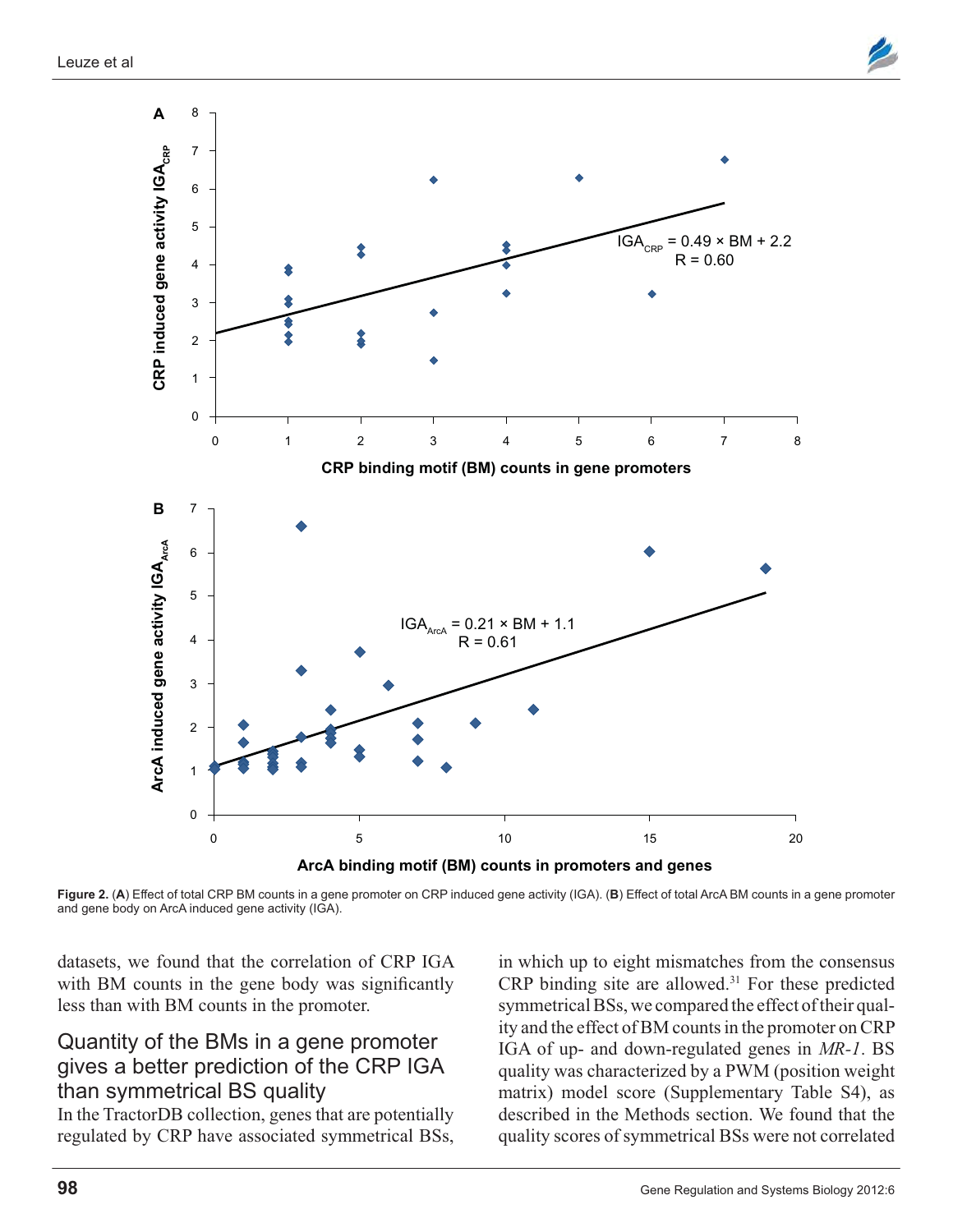A

CRP induced gene activity $IGA_{CRP}$

8
7
6
5
4
3
2
1
0

0 1 2 3 4 5 6 7 8

CRP binding motif (BM) counts in gene promoters

$IGA_{CRP} = 0.49 \times BM + 2.2$
$R = 0.60$

B

ArcA induced gene activity $IGA_{ArcA}$

7
6
5
4
3
2
1
0

0 5 10 15 20

ArcA binding motif (BM) counts in promoters and genes

$IGA_{ArcA} = 0.21 \times BM + 1.1$
$R = 0.61$

**Figure 2.** (**A**) Effect of total CRP BM counts in a gene promoter on CRP induced gene activity (IGA). (**B**) Effect of total ArcA BM counts in a gene promoter and gene body on ArcA induced gene activity (IGA).

datasets, we found that the correlation of CRP IGA with BM counts in the gene body was significantly less than with BM counts in the promoter.

## Quantity of the BMs in a gene promoter gives a better prediction of the CRP IGA than symmetrical BS quality

In the TractorDB collection, genes that are potentially regulated by CRP have associated symmetrical BSs, in which up to eight mismatches from the consensus CRP binding site are allowed.[31] For these predicted symmetrical BSs, we compared the effect of their quality and the effect of BM counts in the promoter on CRP IGA of up- and down-regulated genes in *MR-1*. BS quality was characterized by a PWM (position weight matrix) model score (Supplementary Table S4), as described in the Methods section. We found that the quality scores of symmetrical BSs were not correlated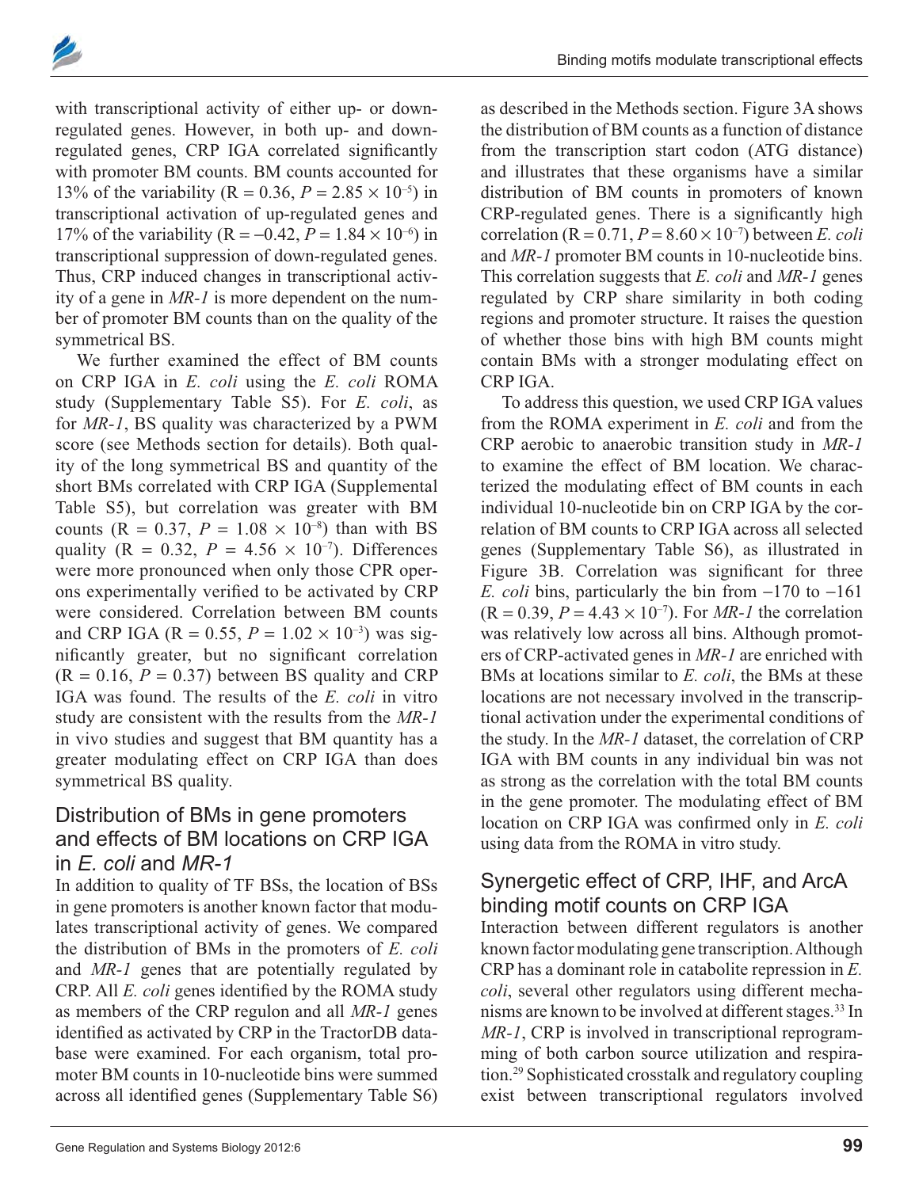with transcriptional activity of either up- or down-regulated genes. However, in both up- and down-regulated genes, CRP IGA correlated significantly with promoter BM counts. BM counts accounted for 13% of the variability ($R = 0.36$, $P = 2.85 \times 10^{-5}$) in transcriptional activation of up-regulated genes and 17% of the variability ($R = -0.42$, $P = 1.84 \times 10^{-6}$) in transcriptional suppression of down-regulated genes. Thus, CRP induced changes in transcriptional activity of a gene in *MR-1* is more dependent on the number of promoter BM counts than on the quality of the symmetrical BS.

We further examined the effect of BM counts on CRP IGA in *E. coli* using the *E. coli* ROMA study (Supplementary Table S5). For *E. coli*, as for *MR-1*, BS quality was characterized by a PWM score (see Methods section for details). Both quality of the long symmetrical BS and quantity of the short BMs correlated with CRP IGA (Supplemental Table S5), but correlation was greater with BM counts ($R = 0.37$, $P = 1.08 \times 10^{-8}$) than with BS quality ($R = 0.32$, $P = 4.56 \times 10^{-7}$). Differences were more pronounced when only those CPR operons experimentally verified to be activated by CRP were considered. Correlation between BM counts and CRP IGA ($R = 0.55$, $P = 1.02 \times 10^{-3}$) was significantly greater, but no significant correlation ($R = 0.16$, $P = 0.37$) between BS quality and CRP IGA was found. The results of the *E. coli* in vitro study are consistent with the results from the *MR-1* in vivo studies and suggest that BM quantity has a greater modulating effect on CRP IGA than does symmetrical BS quality.

## Distribution of BMs in gene promoters and effects of BM locations on CRP IGA in *E. coli* and *MR-1*

In addition to quality of TF BSs, the location of BSs in gene promoters is another known factor that modulates transcriptional activity of genes. We compared the distribution of BMs in the promoters of *E. coli* and *MR-1* genes that are potentially regulated by CRP. All *E. coli* genes identified by the ROMA study as members of the CRP regulon and all *MR-1* genes identified as activated by CRP in the TractorDB database were examined. For each organism, total promoter BM counts in 10-nucleotide bins were summed across all identified genes (Supplementary Table S6) as described in the Methods section. Figure 3A shows the distribution of BM counts as a function of distance from the transcription start codon (ATG distance) and illustrates that these organisms have a similar distribution of BM counts in promoters of known CRP-regulated genes. There is a significantly high correlation ($R = 0.71$, $P = 8.60 \times 10^{-7}$) between *E. coli* and *MR-1* promoter BM counts in 10-nucleotide bins. This correlation suggests that *E. coli* and *MR-1* genes regulated by CRP share similarity in both coding regions and promoter structure. It raises the question of whether those bins with high BM counts might contain BMs with a stronger modulating effect on CRP IGA.

To address this question, we used CRP IGA values from the ROMA experiment in *E. coli* and from the CRP aerobic to anaerobic transition study in *MR-1* to examine the effect of BM location. We characterized the modulating effect of BM counts in each individual 10-nucleotide bin on CRP IGA by the correlation of BM counts to CRP IGA across all selected genes (Supplementary Table S6), as illustrated in Figure 3B. Correlation was significant for three *E. coli* bins, particularly the bin from −170 to −161 ($R = 0.39$, $P = 4.43 \times 10^{-7}$). For *MR-1* the correlation was relatively low across all bins. Although promoters of CRP-activated genes in *MR-1* are enriched with BMs at locations similar to *E. coli*, the BMs at these locations are not necessary involved in the transcriptional activation under the experimental conditions of the study. In the *MR-1* dataset, the correlation of CRP IGA with BM counts in any individual bin was not as strong as the correlation with the total BM counts in the gene promoter. The modulating effect of BM location on CRP IGA was confirmed only in *E. coli* using data from the ROMA in vitro study.

## Synergetic effect of CRP, IHF, and ArcA binding motif counts on CRP IGA

Interaction between different regulators is another known factor modulating gene transcription. Although CRP has a dominant role in catabolite repression in *E. coli*, several other regulators using different mechanisms are known to be involved at different stages.[33] In *MR-1*, CRP is involved in transcriptional reprogramming of both carbon source utilization and respiration.[29] Sophisticated crosstalk and regulatory coupling exist between transcriptional regulators involved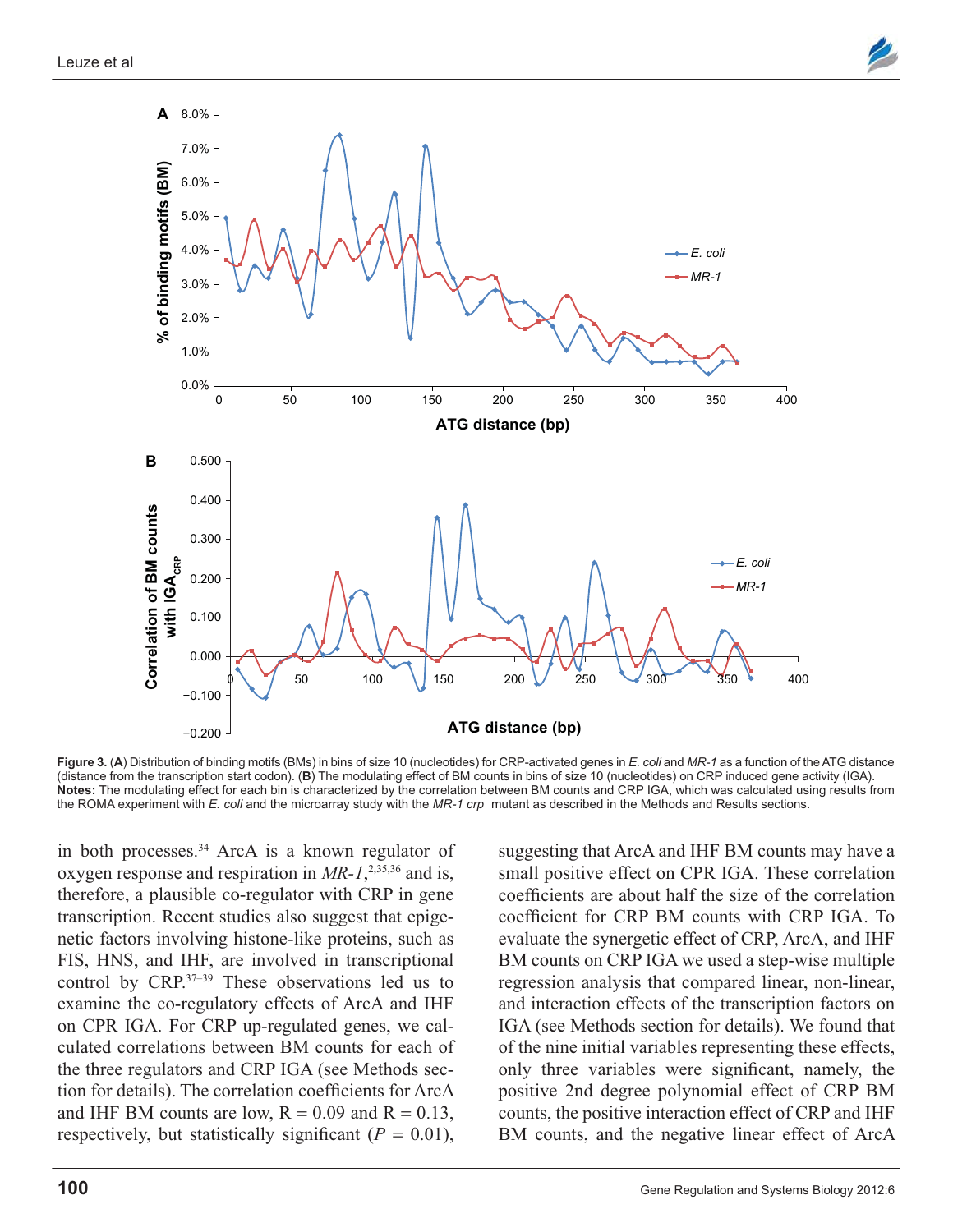A

8.0%
7.0%
6.0%
5.0%
4.0%
3.0%
2.0%
1.0%
0.0%

% of binding motifs (BM)

0
50
100
150
200
250
300
350
400

ATG distance (bp)

E. coli
MR-1

B

0.500
0.400
0.300
0.200
0.100
0.000
−0.100
−0.200

Correlation of BM counts with $IGA_{CRP}$

0
50
100
150
200
250
300
350
400

ATG distance (bp)

E. coli
MR-1

**Figure 3.** (**A**) Distribution of binding motifs (BMs) in bins of size 10 (nucleotides) for CRP-activated genes in *E. coli* and *MR-1* as a function of the ATG distance (distance from the transcription start codon). (**B**) The modulating effect of BM counts in bins of size 10 (nucleotides) on CRP induced gene activity (IGA).
**Notes:** The modulating effect for each bin is characterized by the correlation between BM counts and CRP IGA, which was calculated using results from the ROMA experiment with *E. coli* and the microarray study with the *MR-1 crp*⁻ mutant as described in the Methods and Results sections.

in both processes.[34] ArcA is a known regulator of oxygen response and respiration in *MR-1*,[2,35,36] and is, therefore, a plausible co-regulator with CRP in gene transcription. Recent studies also suggest that epigenetic factors involving histone-like proteins, such as FIS, HNS, and IHF, are involved in transcriptional control by CRP.[37–39] These observations led us to examine the co-regulatory effects of ArcA and IHF on CPR IGA. For CRP up-regulated genes, we calculated correlations between BM counts for each of the three regulators and CRP IGA (see Methods section for details). The correlation coefficients for ArcA and IHF BM counts are low, $R = 0.09$ and $R = 0.13$, respectively, but statistically significant ($P = 0.01$), suggesting that ArcA and IHF BM counts may have a small positive effect on CPR IGA. These correlation coefficients are about half the size of the correlation coefficient for CRP BM counts with CRP IGA. To evaluate the synergetic effect of CRP, ArcA, and IHF BM counts on CRP IGA we used a step-wise multiple regression analysis that compared linear, non-linear, and interaction effects of the transcription factors on IGA (see Methods section for details). We found that of the nine initial variables representing these effects, only three variables were significant, namely, the positive 2nd degree polynomial effect of CRP BM counts, the positive interaction effect of CRP and IHF BM counts, and the negative linear effect of ArcA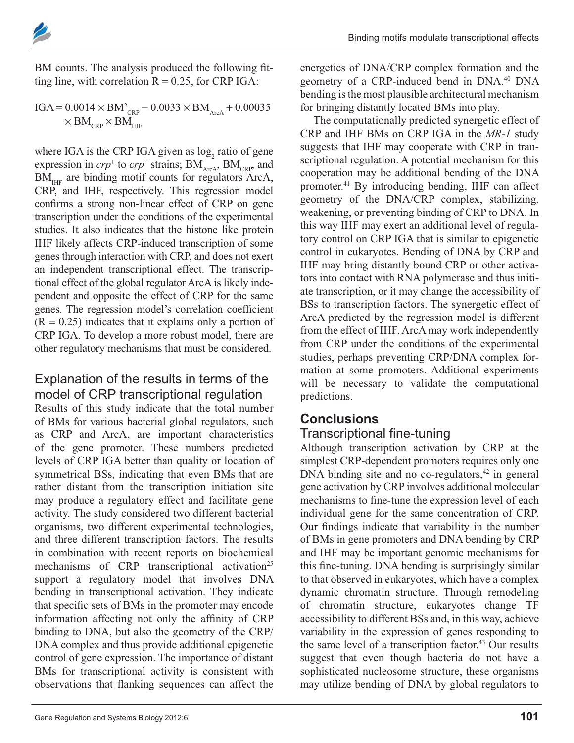BM counts. The analysis produced the following fitting line, with correlation $R = 0.25$, for CRP IGA:

$$IGA = 0.0014 \times BM^2_{CRP} - 0.0033 \times BM_{ArcA} + 0.00035 \times BM_{CRP} \times BM_{IHF}$$

where IGA is the CRP IGA given as $\log_2$ ratio of gene expression in *crp*$^+$ to *crp*$^-$ strains; $BM_{ArcA}$, $BM_{CRP}$, and $BM_{IHF}$ are binding motif counts for regulators ArcA, CRP, and IHF, respectively. This regression model confirms a strong non-linear effect of CRP on gene transcription under the conditions of the experimental studies. It also indicates that the histone like protein IHF likely affects CRP-induced transcription of some genes through interaction with CRP, and does not exert an independent transcriptional effect. The transcriptional effect of the global regulator ArcA is likely independent and opposite the effect of CRP for the same genes. The regression model's correlation coefficient ($R = 0.25$) indicates that it explains only a portion of CRP IGA. To develop a more robust model, there are other regulatory mechanisms that must be considered.

## Explanation of the results in terms of the model of CRP transcriptional regulation

Results of this study indicate that the total number of BMs for various bacterial global regulators, such as CRP and ArcA, are important characteristics of the gene promoter. These numbers predicted levels of CRP IGA better than quality or location of symmetrical BSs, indicating that even BMs that are rather distant from the transcription initiation site may produce a regulatory effect and facilitate gene activity. The study considered two different bacterial organisms, two different experimental technologies, and three different transcription factors. The results in combination with recent reports on biochemical mechanisms of CRP transcriptional activation[25] support a regulatory model that involves DNA bending in transcriptional activation. They indicate that specific sets of BMs in the promoter may encode information affecting not only the affinity of CRP binding to DNA, but also the geometry of the CRP/DNA complex and thus provide additional epigenetic control of gene expression. The importance of distant BMs for transcriptional activity is consistent with observations that flanking sequences can affect the energetics of DNA/CRP complex formation and the geometry of a CRP-induced bend in DNA.[40] DNA bending is the most plausible architectural mechanism for bringing distantly located BMs into play.

The computationally predicted synergetic effect of CRP and IHF BMs on CRP IGA in the *MR-1* study suggests that IHF may cooperate with CRP in transcriptional regulation. A potential mechanism for this cooperation may be additional bending of the DNA promoter.[41] By introducing bending, IHF can affect geometry of the DNA/CRP complex, stabilizing, weakening, or preventing binding of CRP to DNA. In this way IHF may exert an additional level of regulatory control on CRP IGA that is similar to epigenetic control in eukaryotes. Bending of DNA by CRP and IHF may bring distantly bound CRP or other activators into contact with RNA polymerase and thus initiate transcription, or it may change the accessibility of BSs to transcription factors. The synergetic effect of ArcA predicted by the regression model is different from the effect of IHF. ArcA may work independently from CRP under the conditions of the experimental studies, perhaps preventing CRP/DNA complex formation at some promoters. Additional experiments will be necessary to validate the computational predictions.

# Conclusions

## Transcriptional fine-tuning

Although transcription activation by CRP at the simplest CRP-dependent promoters requires only one DNA binding site and no co-regulators,[42] in general gene activation by CRP involves additional molecular mechanisms to fine-tune the expression level of each individual gene for the same concentration of CRP. Our findings indicate that variability in the number of BMs in gene promoters and DNA bending by CRP and IHF may be important genomic mechanisms for this fine-tuning. DNA bending is surprisingly similar to that observed in eukaryotes, which have a complex dynamic chromatin structure. Through remodeling of chromatin structure, eukaryotes change TF accessibility to different BSs and, in this way, achieve variability in the expression of genes responding to the same level of a transcription factor.[43] Our results suggest that even though bacteria do not have a sophisticated nucleosome structure, these organisms may utilize bending of DNA by global regulators to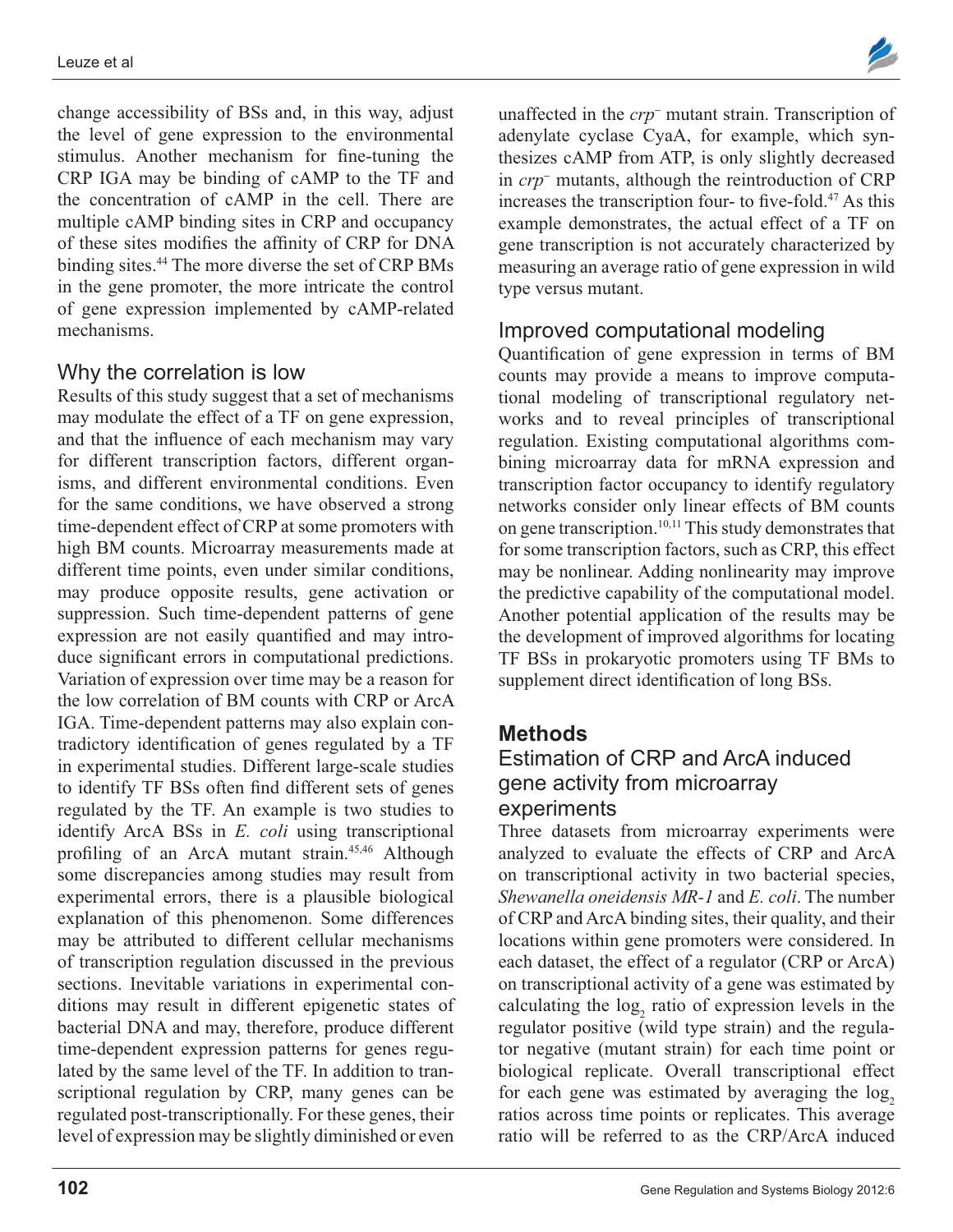change accessibility of BSs and, in this way, adjust the level of gene expression to the environmental stimulus. Another mechanism for fine-tuning the CRP IGA may be binding of cAMP to the TF and the concentration of cAMP in the cell. There are multiple cAMP binding sites in CRP and occupancy of these sites modifies the affinity of CRP for DNA binding sites.[44] The more diverse the set of CRP BMs in the gene promoter, the more intricate the control of gene expression implemented by cAMP-related mechanisms.

## Why the correlation is low

Results of this study suggest that a set of mechanisms may modulate the effect of a TF on gene expression, and that the influence of each mechanism may vary for different transcription factors, different organisms, and different environmental conditions. Even for the same conditions, we have observed a strong time-dependent effect of CRP at some promoters with high BM counts. Microarray measurements made at different time points, even under similar conditions, may produce opposite results, gene activation or suppression. Such time-dependent patterns of gene expression are not easily quantified and may introduce significant errors in computational predictions. Variation of expression over time may be a reason for the low correlation of BM counts with CRP or ArcA IGA. Time-dependent patterns may also explain contradictory identification of genes regulated by a TF in experimental studies. Different large-scale studies to identify TF BSs often find different sets of genes regulated by the TF. An example is two studies to identify ArcA BSs in *E. coli* using transcriptional profiling of an ArcA mutant strain.[45,46] Although some discrepancies among studies may result from experimental errors, there is a plausible biological explanation of this phenomenon. Some differences may be attributed to different cellular mechanisms of transcription regulation discussed in the previous sections. Inevitable variations in experimental conditions may result in different epigenetic states of bacterial DNA and may, therefore, produce different time-dependent expression patterns for genes regulated by the same level of the TF. In addition to transcriptional regulation by CRP, many genes can be regulated post-transcriptionally. For these genes, their level of expression may be slightly diminished or even unaffected in the *crp*⁻ mutant strain. Transcription of adenylate cyclase CyaA, for example, which synthesizes cAMP from ATP, is only slightly decreased in *crp*⁻ mutants, although the reintroduction of CRP increases the transcription four- to five-fold.[47] As this example demonstrates, the actual effect of a TF on gene transcription is not accurately characterized by measuring an average ratio of gene expression in wild type versus mutant.

## Improved computational modeling

Quantification of gene expression in terms of BM counts may provide a means to improve computational modeling of transcriptional regulatory networks and to reveal principles of transcriptional regulation. Existing computational algorithms combining microarray data for mRNA expression and transcription factor occupancy to identify regulatory networks consider only linear effects of BM counts on gene transcription.[10,11] This study demonstrates that for some transcription factors, such as CRP, this effect may be nonlinear. Adding nonlinearity may improve the predictive capability of the computational model. Another potential application of the results may be the development of improved algorithms for locating TF BSs in prokaryotic promoters using TF BMs to supplement direct identification of long BSs.

# Methods

## Estimation of CRP and ArcA induced gene activity from microarray experiments

Three datasets from microarray experiments were analyzed to evaluate the effects of CRP and ArcA on transcriptional activity in two bacterial species, *Shewanella oneidensis MR-1* and *E. coli*. The number of CRP and ArcA binding sites, their quality, and their locations within gene promoters were considered. In each dataset, the effect of a regulator (CRP or ArcA) on transcriptional activity of a gene was estimated by calculating the $\log_2$ ratio of expression levels in the regulator positive (wild type strain) and the regulator negative (mutant strain) for each time point or biological replicate. Overall transcriptional effect for each gene was estimated by averaging the $\log_2$ ratios across time points or replicates. This average ratio will be referred to as the CRP/ArcA induced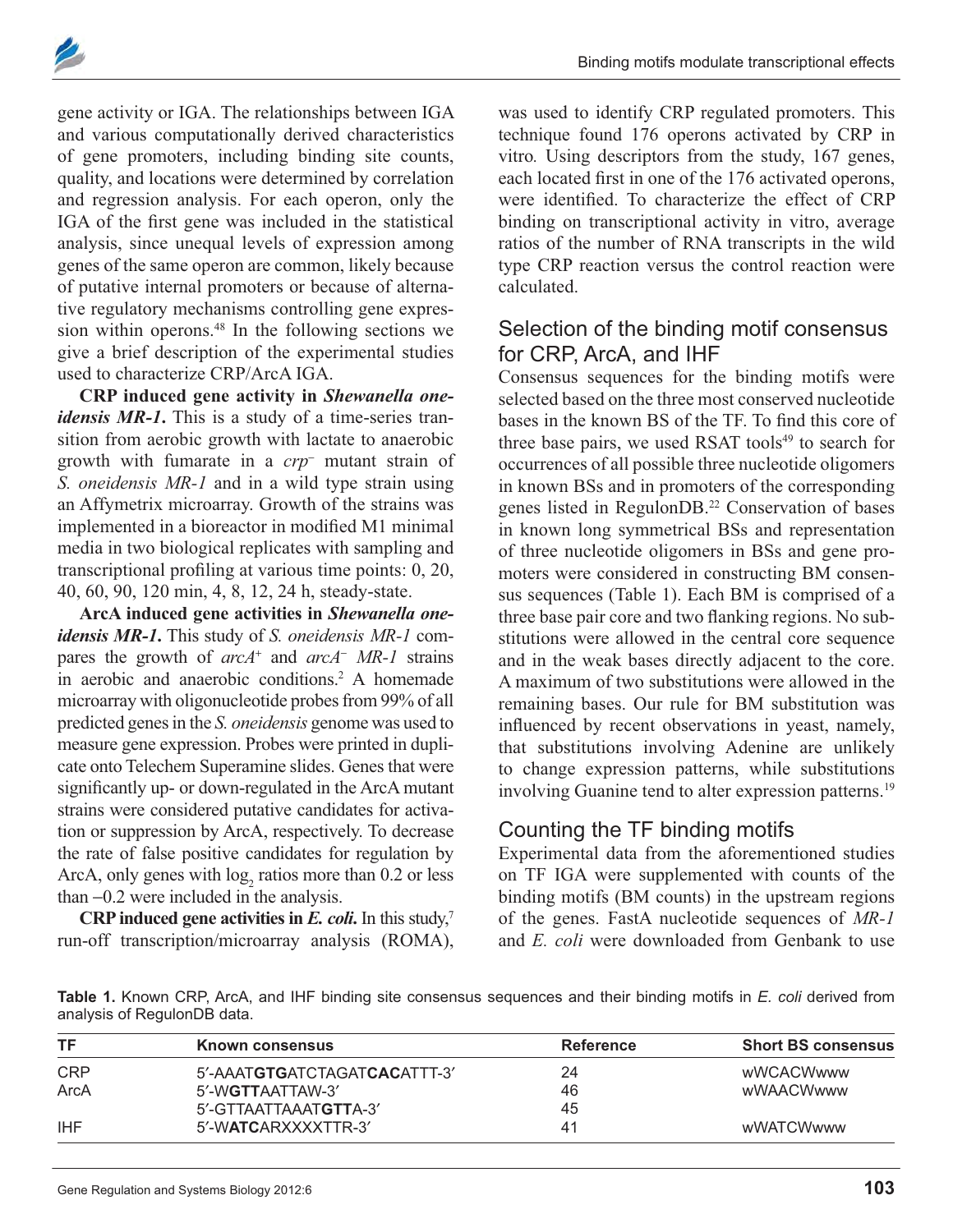gene activity or IGA. The relationships between IGA and various computationally derived characteristics of gene promoters, including binding site counts, quality, and locations were determined by correlation and regression analysis. For each operon, only the IGA of the first gene was included in the statistical analysis, since unequal levels of expression among genes of the same operon are common, likely because of putative internal promoters or because of alternative regulatory mechanisms controlling gene expression within operons.[48] In the following sections we give a brief description of the experimental studies used to characterize CRP/ArcA IGA.

**CRP induced gene activity in *Shewanella oneidensis MR-1*.** This is a study of a time-series transition from aerobic growth with lactate to anaerobic growth with fumarate in a *crp*⁻ mutant strain of *S. oneidensis MR-1* and in a wild type strain using an Affymetrix microarray. Growth of the strains was implemented in a bioreactor in modified M1 minimal media in two biological replicates with sampling and transcriptional profiling at various time points: 0, 20, 40, 60, 90, 120 min, 4, 8, 12, 24 h, steady-state.

**ArcA induced gene activities in *Shewanella oneidensis MR-1*.** This study of *S. oneidensis MR-1* compares the growth of *arcA*⁺ and *arcA*⁻ *MR-1* strains in aerobic and anaerobic conditions.[2] A homemade microarray with oligonucleotide probes from 99% of all predicted genes in the *S. oneidensis* genome was used to measure gene expression. Probes were printed in duplicate onto Telechem Superamine slides. Genes that were significantly up- or down-regulated in the ArcA mutant strains were considered putative candidates for activation or suppression by ArcA, respectively. To decrease the rate of false positive candidates for regulation by ArcA, only genes with $\log_2$ ratios more than 0.2 or less than −0.2 were included in the analysis.

**CRP induced gene activities in *E. coli*.** In this study,[7] run-off transcription/microarray analysis (ROMA), was used to identify CRP regulated promoters. This technique found 176 operons activated by CRP in vitro. Using descriptors from the study, 167 genes, each located first in one of the 176 activated operons, were identified. To characterize the effect of CRP binding on transcriptional activity in vitro, average ratios of the number of RNA transcripts in the wild type CRP reaction versus the control reaction were calculated.

## Selection of the binding motif consensus for CRP, ArcA, and IHF

Consensus sequences for the binding motifs were selected based on the three most conserved nucleotide bases in the known BS of the TF. To find this core of three base pairs, we used RSAT tools[49] to search for occurrences of all possible three nucleotide oligomers in known BSs and in promoters of the corresponding genes listed in RegulonDB.[22] Conservation of bases in known long symmetrical BSs and representation of three nucleotide oligomers in BSs and gene promoters were considered in constructing BM consensus sequences (Table 1). Each BM is comprised of a three base pair core and two flanking regions. No substitutions were allowed in the central core sequence and in the weak bases directly adjacent to the core. A maximum of two substitutions were allowed in the remaining bases. Our rule for BM substitution was influenced by recent observations in yeast, namely, that substitutions involving Adenine are unlikely to change expression patterns, while substitutions involving Guanine tend to alter expression patterns.[19]

## Counting the TF binding motifs

Experimental data from the aforementioned studies on TF IGA were supplemented with counts of the binding motifs (BM counts) in the upstream regions of the genes. FastA nucleotide sequences of *MR-1* and *E. coli* were downloaded from Genbank to use

**Table 1.** Known CRP, ArcA, and IHF binding site consensus sequences and their binding motifs in *E. coli* derived from analysis of RegulonDB data.

| TF | Known consensus | Reference | Short BS consensus |
|---|---|---|---|
| CRP | 5′-AAAT**GTG**ATCTAGAT**CAC**ATTT-3′ | 24 | wWCACWwww |
| ArcA | 5′-W**GTT**AATTAW-3′ | 46 | wWAACWwww |
| | 5′-GTTAATTAAAT**GTT**A-3′ | 45 | |
| IHF | 5′-W**ATC**ARXXXXTTR-3′ | 41 | wWATCWwww |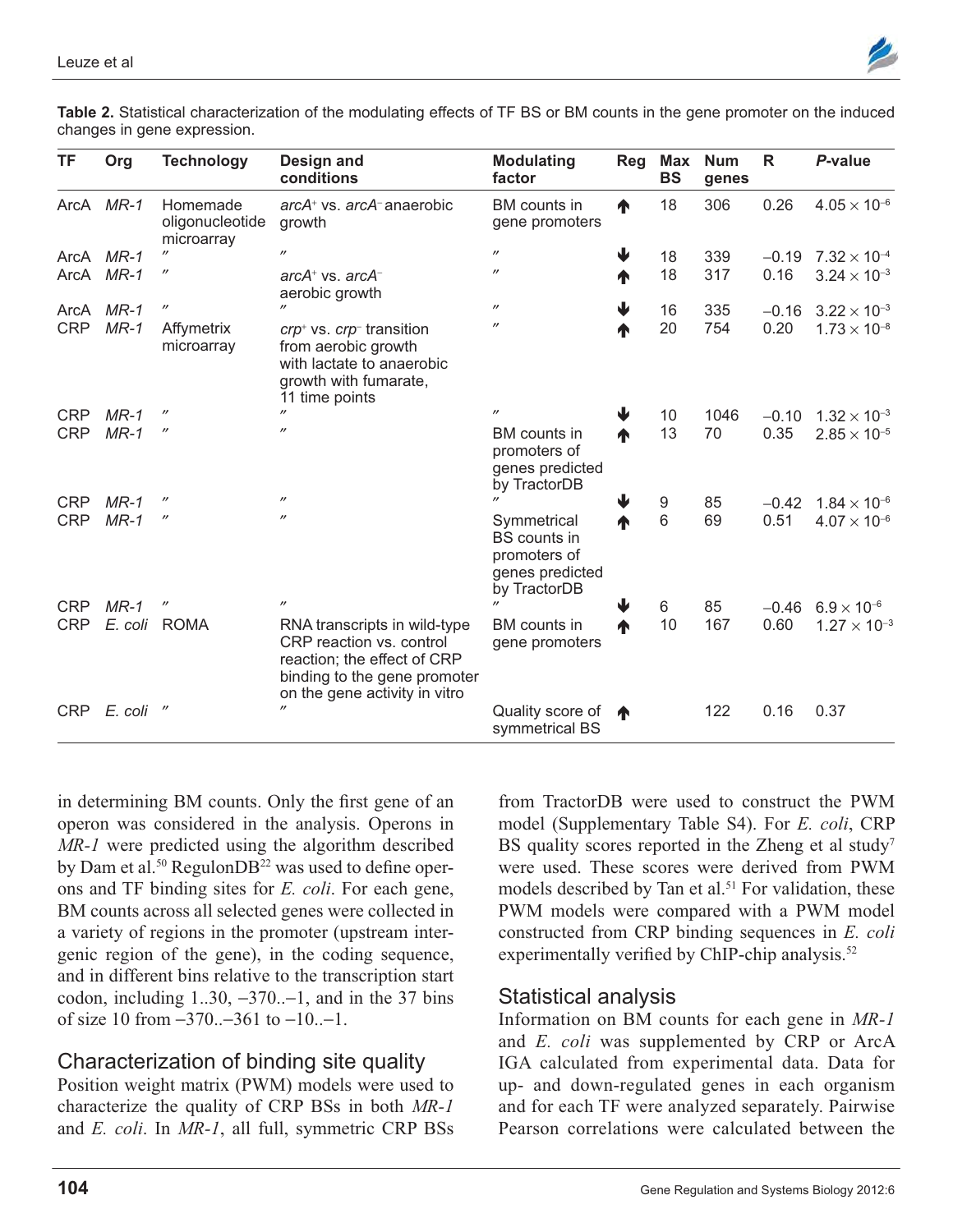**Table 2.** Statistical characterization of the modulating effects of TF BS or BM counts in the gene promoter on the induced changes in gene expression.

| TF | Org | Technology | Design and conditions | Modulating factor | Reg | Max BS | Num genes | R | *P*-value |
|---|---|---|---|---|---|---|---|---|---|
| ArcA | *MR-1* | Homemade oligonucleotide microarray | *arcA*⁺ vs. *arcA*⁻ anaerobic growth | BM counts in gene promoters | ↑ | 18 | 306 | 0.26 | $4.05 \times 10^{-6}$ |
| ArcA | *MR-1* | ″ | ″ | ″ | ↓ | 18 | 339 | −0.19 | $7.32 \times 10^{-4}$ |
| ArcA | *MR-1* | ″ | *arcA*⁺ vs. *arcA*⁻ aerobic growth | ″ | ↑ | 18 | 317 | 0.16 | $3.24 \times 10^{-3}$ |
| ArcA | *MR-1* | ″ | ″ | ″ | ↓ | 16 | 335 | −0.16 | $3.22 \times 10^{-3}$ |
| CRP | *MR-1* | Affymetrix microarray | *crp*⁺ vs. *crp*⁻ transition from aerobic growth with lactate to anaerobic growth with fumarate, 11 time points | ″ | ↑ | 20 | 754 | 0.20 | $1.73 \times 10^{-8}$ |
| CRP | *MR-1* | ″ | ″ | ″ | ↓ | 10 | 1046 | −0.10 | $1.32 \times 10^{-3}$ |
| CRP | *MR-1* | ″ | ″ | BM counts in promoters of genes predicted by TractorDB | ↑ | 13 | 70 | 0.35 | $2.85 \times 10^{-5}$ |
| CRP | *MR-1* | ″ | ″ | ″ | ↓ | 9 | 85 | −0.42 | $1.84 \times 10^{-6}$ |
| CRP | *MR-1* | ″ | ″ | Symmetrical BS counts in promoters of genes predicted by TractorDB | ↑ | 6 | 69 | 0.51 | $4.07 \times 10^{-6}$ |
| CRP | *MR-1* | ″ | ″ | ″ | ↓ | 6 | 85 | −0.46 | $6.9 \times 10^{-6}$ |
| CRP | *E. coli* | ROMA | RNA transcripts in wild-type CRP reaction vs. control reaction; the effect of CRP binding to the gene promoter on the gene activity in vitro | BM counts in gene promoters | ↑ | 10 | 167 | 0.60 | $1.27 \times 10^{-3}$ |
| CRP | *E. coli* | ″ | ″ | Quality score of symmetrical BS | ↑ | | 122 | 0.16 | 0.37 |

in determining BM counts. Only the first gene of an operon was considered in the analysis. Operons in *MR-1* were predicted using the algorithm described by Dam et al.[50] RegulonDB[22] was used to define operons and TF binding sites for *E. coli*. For each gene, BM counts across all selected genes were collected in a variety of regions in the promoter (upstream intergenic region of the gene), in the coding sequence, and in different bins relative to the transcription start codon, including 1..30, −370..−1, and in the 37 bins of size 10 from −370..−361 to −10..−1.

## Characterization of binding site quality

Position weight matrix (PWM) models were used to characterize the quality of CRP BSs in both *MR-1* and *E. coli*. In *MR-1*, all full, symmetric CRP BSs from TractorDB were used to construct the PWM model (Supplementary Table S4). For *E. coli*, CRP BS quality scores reported in the Zheng et al study[7] were used. These scores were derived from PWM models described by Tan et al.[51] For validation, these PWM models were compared with a PWM model constructed from CRP binding sequences in *E. coli* experimentally verified by ChIP-chip analysis.[52]

## Statistical analysis

Information on BM counts for each gene in *MR-1* and *E. coli* was supplemented by CRP or ArcA IGA calculated from experimental data. Data for up- and down-regulated genes in each organism and for each TF were analyzed separately. Pairwise Pearson correlations were calculated between the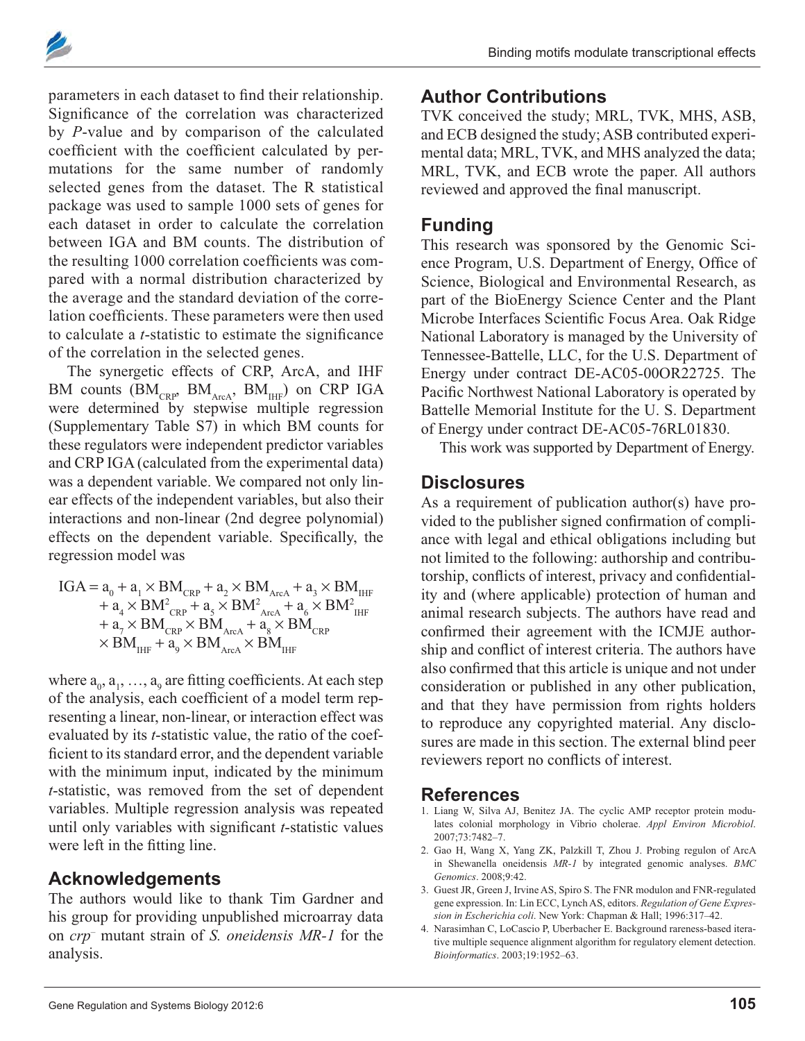parameters in each dataset to find their relationship. Significance of the correlation was characterized by *P*-value and by comparison of the calculated coefficient with the coefficient calculated by permutations for the same number of randomly selected genes from the dataset. The R statistical package was used to sample 1000 sets of genes for each dataset in order to calculate the correlation between IGA and BM counts. The distribution of the resulting 1000 correlation coefficients was compared with a normal distribution characterized by the average and the standard deviation of the correlation coefficients. These parameters were then used to calculate a *t*-statistic to estimate the significance of the correlation in the selected genes.

The synergetic effects of CRP, ArcA, and IHF BM counts ($BM_{CRP}$, $BM_{ArcA}$, $BM_{IHF}$) on CRP IGA were determined by stepwise multiple regression (Supplementary Table S7) in which BM counts for these regulators were independent predictor variables and CRP IGA (calculated from the experimental data) was a dependent variable. We compared not only linear effects of the independent variables, but also their interactions and non-linear (2nd degree polynomial) effects on the dependent variable. Specifically, the regression model was

$$\begin{aligned} IGA = {} & a_0 + a_1 \times BM_{CRP} + a_2 \times BM_{ArcA} + a_3 \times BM_{IHF} \\ & + a_4 \times BM^2_{CRP} + a_5 \times BM^2_{ArcA} + a_6 \times BM^2_{IHF} \\ & + a_7 \times BM_{CRP} \times BM_{ArcA} + a_8 \times BM_{CRP} \\ & \times BM_{IHF} + a_9 \times BM_{ArcA} \times BM_{IHF} \end{aligned}$$

where $a_0, a_1, \ldots, a_9$ are fitting coefficients. At each step of the analysis, each coefficient of a model term representing a linear, non-linear, or interaction effect was evaluated by its *t*-statistic value, the ratio of the coefficient to its standard error, and the dependent variable with the minimum input, indicated by the minimum *t*-statistic, was removed from the set of dependent variables. Multiple regression analysis was repeated until only variables with significant *t*-statistic values were left in the fitting line.

## Acknowledgements

The authors would like to thank Tim Gardner and his group for providing unpublished microarray data on *crp*$^-$ mutant strain of *S. oneidensis MR-1* for the analysis.

## Author Contributions

TVK conceived the study; MRL, TVK, MHS, ASB, and ECB designed the study; ASB contributed experimental data; MRL, TVK, and MHS analyzed the data; MRL, TVK, and ECB wrote the paper. All authors reviewed and approved the final manuscript.

## Funding

This research was sponsored by the Genomic Science Program, U.S. Department of Energy, Office of Science, Biological and Environmental Research, as part of the BioEnergy Science Center and the Plant Microbe Interfaces Scientific Focus Area. Oak Ridge National Laboratory is managed by the University of Tennessee-Battelle, LLC, for the U.S. Department of Energy under contract DE-AC05-00OR22725. The Pacific Northwest National Laboratory is operated by Battelle Memorial Institute for the U. S. Department of Energy under contract DE-AC05-76RL01830.

This work was supported by Department of Energy.

## Disclosures

As a requirement of publication author(s) have provided to the publisher signed confirmation of compliance with legal and ethical obligations including but not limited to the following: authorship and contributorship, conflicts of interest, privacy and confidentiality and (where applicable) protection of human and animal research subjects. The authors have read and confirmed their agreement with the ICMJE authorship and conflict of interest criteria. The authors have also confirmed that this article is unique and not under consideration or published in any other publication, and that they have permission from rights holders to reproduce any copyrighted material. Any disclosures are made in this section. The external blind peer reviewers report no conflicts of interest.

## References

1. Liang W, Silva AJ, Benitez JA. The cyclic AMP receptor protein modulates colonial morphology in Vibrio cholerae. *Appl Environ Microbiol*. 2007;73:7482–7.
2. Gao H, Wang X, Yang ZK, Palzkill T, Zhou J. Probing regulon of ArcA in Shewanella oneidensis *MR-1* by integrated genomic analyses. *BMC Genomics*. 2008;9:42.
3. Guest JR, Green J, Irvine AS, Spiro S. The FNR modulon and FNR-regulated gene expression. In: Lin ECC, Lynch AS, editors. *Regulation of Gene Expression in Escherichia coli*. New York: Chapman & Hall; 1996:317–42.
4. Narasimhan C, LoCascio P, Uberbacher E. Background rareness-based iterative multiple sequence alignment algorithm for regulatory element detection. *Bioinformatics*. 2003;19:1952–63.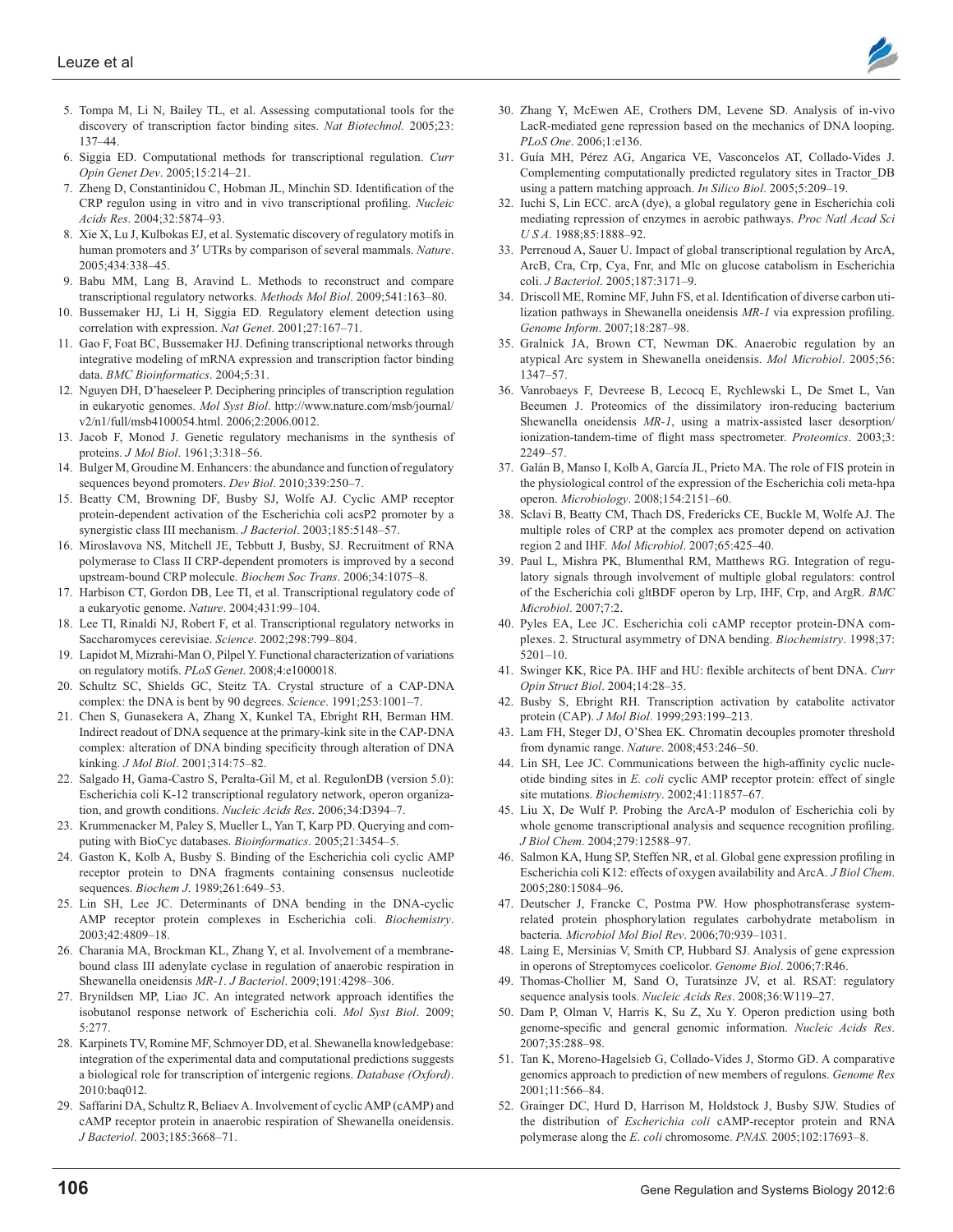5. Tompa M, Li N, Bailey TL, et al. Assessing computational tools for the discovery of transcription factor binding sites. *Nat Biotechnol.* 2005;23: 137–44.
6. Siggia ED. Computational methods for transcriptional regulation. *Curr Opin Genet Dev*. 2005;15:214–21.
7. Zheng D, Constantinidou C, Hobman JL, Minchin SD. Identification of the CRP regulon using in vitro and in vivo transcriptional profiling. *Nucleic Acids Res*. 2004;32:5874–93.
8. Xie X, Lu J, Kulbokas EJ, et al. Systematic discovery of regulatory motifs in human promoters and 3′ UTRs by comparison of several mammals. *Nature*. 2005;434:338–45.
9. Babu MM, Lang B, Aravind L. Methods to reconstruct and compare transcriptional regulatory networks. *Methods Mol Biol*. 2009;541:163–80.
10. Bussemaker HJ, Li H, Siggia ED. Regulatory element detection using correlation with expression. *Nat Genet*. 2001;27:167–71.
11. Gao F, Foat BC, Bussemaker HJ. Defining transcriptional networks through integrative modeling of mRNA expression and transcription factor binding data. *BMC Bioinformatics*. 2004;5:31.
12. Nguyen DH, D'haeseleer P. Deciphering principles of transcription regulation in eukaryotic genomes. *Mol Syst Biol*. http://www.nature.com/msb/journal/v2/n1/full/msb4100054.html. 2006;2:2006.0012.
13. Jacob F, Monod J. Genetic regulatory mechanisms in the synthesis of proteins. *J Mol Biol*. 1961;3:318–56.
14. Bulger M, Groudine M. Enhancers: the abundance and function of regulatory sequences beyond promoters. *Dev Biol*. 2010;339:250–7.
15. Beatty CM, Browning DF, Busby SJ, Wolfe AJ. Cyclic AMP receptor protein-dependent activation of the Escherichia coli acsP2 promoter by a synergistic class III mechanism. *J Bacteriol*. 2003;185:5148–57.
16. Miroslavova NS, Mitchell JE, Tebbutt J, Busby, SJ. Recruitment of RNA polymerase to Class II CRP-dependent promoters is improved by a second upstream-bound CRP molecule. *Biochem Soc Trans*. 2006;34:1075–8.
17. Harbison CT, Gordon DB, Lee TI, et al. Transcriptional regulatory code of a eukaryotic genome. *Nature*. 2004;431:99–104.
18. Lee TI, Rinaldi NJ, Robert F, et al. Transcriptional regulatory networks in Saccharomyces cerevisiae. *Science*. 2002;298:799–804.
19. Lapidot M, Mizrahi-Man O, Pilpel Y. Functional characterization of variations on regulatory motifs. *PLoS Genet*. 2008;4:e1000018.
20. Schultz SC, Shields GC, Steitz TA. Crystal structure of a CAP-DNA complex: the DNA is bent by 90 degrees. *Science*. 1991;253:1001–7.
21. Chen S, Gunasekera A, Zhang X, Kunkel TA, Ebright RH, Berman HM. Indirect readout of DNA sequence at the primary-kink site in the CAP-DNA complex: alteration of DNA binding specificity through alteration of DNA kinking. *J Mol Biol*. 2001;314:75–82.
22. Salgado H, Gama-Castro S, Peralta-Gil M, et al. RegulonDB (version 5.0): Escherichia coli K-12 transcriptional regulatory network, operon organization, and growth conditions. *Nucleic Acids Res*. 2006;34:D394–7.
23. Krummenacker M, Paley S, Mueller L, Yan T, Karp PD. Querying and computing with BioCyc databases. *Bioinformatics*. 2005;21:3454–5.
24. Gaston K, Kolb A, Busby S. Binding of the Escherichia coli cyclic AMP receptor protein to DNA fragments containing consensus nucleotide sequences. *Biochem J*. 1989;261:649–53.
25. Lin SH, Lee JC. Determinants of DNA bending in the DNA-cyclic AMP receptor protein complexes in Escherichia coli. *Biochemistry*. 2003;42:4809–18.
26. Charania MA, Brockman KL, Zhang Y, et al. Involvement of a membrane-bound class III adenylate cyclase in regulation of anaerobic respiration in Shewanella oneidensis *MR-1*. *J Bacteriol*. 2009;191:4298–306.
27. Brynildsen MP, Liao JC. An integrated network approach identifies the isobutanol response network of Escherichia coli. *Mol Syst Biol*. 2009; 5:277.
28. Karpinets TV, Romine MF, Schmoyer DD, et al. Shewanella knowledgebase: integration of the experimental data and computational predictions suggests a biological role for transcription of intergenic regions. *Database (Oxford)*. 2010:baq012.
29. Saffarini DA, Schultz R, Beliaev A. Involvement of cyclic AMP (cAMP) and cAMP receptor protein in anaerobic respiration of Shewanella oneidensis. *J Bacteriol*. 2003;185:3668–71.
30. Zhang Y, McEwen AE, Crothers DM, Levene SD. Analysis of in-vivo LacR-mediated gene repression based on the mechanics of DNA looping. *PLoS One*. 2006;1:e136.
31. Guía MH, Pérez AG, Angarica VE, Vasconcelos AT, Collado-Vides J. Complementing computationally predicted regulatory sites in Tractor_DB using a pattern matching approach. *In Silico Biol*. 2005;5:209–19.
32. Iuchi S, Lin ECC. arcA (dye), a global regulatory gene in Escherichia coli mediating repression of enzymes in aerobic pathways. *Proc Natl Acad Sci U S A*. 1988;85:1888–92.
33. Perrenoud A, Sauer U. Impact of global transcriptional regulation by ArcA, ArcB, Cra, Crp, Cya, Fnr, and Mlc on glucose catabolism in Escherichia coli. *J Bacteriol*. 2005;187:3171–9.
34. Driscoll ME, Romine MF, Juhn FS, et al. Identification of diverse carbon utilization pathways in Shewanella oneidensis *MR-1* via expression profiling. *Genome Inform*. 2007;18:287–98.
35. Gralnick JA, Brown CT, Newman DK. Anaerobic regulation by an atypical Arc system in Shewanella oneidensis. *Mol Microbiol*. 2005;56: 1347–57.
36. Vanrobaeys F, Devreese B, Lecocq E, Rychlewski L, De Smet L, Van Beeumen J. Proteomics of the dissimilatory iron-reducing bacterium Shewanella oneidensis *MR-1*, using a matrix-assisted laser desorption/ionization-tandem-time of flight mass spectrometer. *Proteomics*. 2003;3: 2249–57.
37. Galán B, Manso I, Kolb A, García JL, Prieto MA. The role of FIS protein in the physiological control of the expression of the Escherichia coli meta-hpa operon. *Microbiology*. 2008;154:2151–60.
38. Sclavi B, Beatty CM, Thach DS, Fredericks CE, Buckle M, Wolfe AJ. The multiple roles of CRP at the complex acs promoter depend on activation region 2 and IHF. *Mol Microbiol*. 2007;65:425–40.
39. Paul L, Mishra PK, Blumenthal RM, Matthews RG. Integration of regulatory signals through involvement of multiple global regulators: control of the Escherichia coli gltBDF operon by Lrp, IHF, Crp, and ArgR. *BMC Microbiol*. 2007;7:2.
40. Pyles EA, Lee JC. Escherichia coli cAMP receptor protein-DNA complexes. 2. Structural asymmetry of DNA bending. *Biochemistry*. 1998;37: 5201–10.
41. Swinger KK, Rice PA. IHF and HU: flexible architects of bent DNA. *Curr Opin Struct Biol*. 2004;14:28–35.
42. Busby S, Ebright RH. Transcription activation by catabolite activator protein (CAP). *J Mol Biol*. 1999;293:199–213.
43. Lam FH, Steger DJ, O'Shea EK. Chromatin decouples promoter threshold from dynamic range. *Nature*. 2008;453:246–50.
44. Lin SH, Lee JC. Communications between the high-affinity cyclic nucleotide binding sites in *E. coli* cyclic AMP receptor protein: effect of single site mutations. *Biochemistry*. 2002;41:11857–67.
45. Liu X, De Wulf P. Probing the ArcA-P modulon of Escherichia coli by whole genome transcriptional analysis and sequence recognition profiling. *J Biol Chem*. 2004;279:12588–97.
46. Salmon KA, Hung SP, Steffen NR, et al. Global gene expression profiling in Escherichia coli K12: effects of oxygen availability and ArcA. *J Biol Chem*. 2005;280:15084–96.
47. Deutscher J, Francke C, Postma PW. How phosphotransferase system-related protein phosphorylation regulates carbohydrate metabolism in bacteria. *Microbiol Mol Biol Rev*. 2006;70:939–1031.
48. Laing E, Mersinias V, Smith CP, Hubbard SJ. Analysis of gene expression in operons of Streptomyces coelicolor. *Genome Biol*. 2006;7:R46.
49. Thomas-Chollier M, Sand O, Turatsinze JV, et al. RSAT: regulatory sequence analysis tools. *Nucleic Acids Res*. 2008;36:W119–27.
50. Dam P, Olman V, Harris K, Su Z, Xu Y. Operon prediction using both genome-specific and general genomic information. *Nucleic Acids Res*. 2007;35:288–98.
51. Tan K, Moreno-Hagelsieb G, Collado-Vides J, Stormo GD. A comparative genomics approach to prediction of new members of regulons. *Genome Res* 2001;11:566–84.
52. Grainger DC, Hurd D, Harrison M, Holdstock J, Busby SJW. Studies of the distribution of *Escherichia coli* cAMP-receptor protein and RNA polymerase along the *E. coli* chromosome. *PNAS.* 2005;102:17693–8.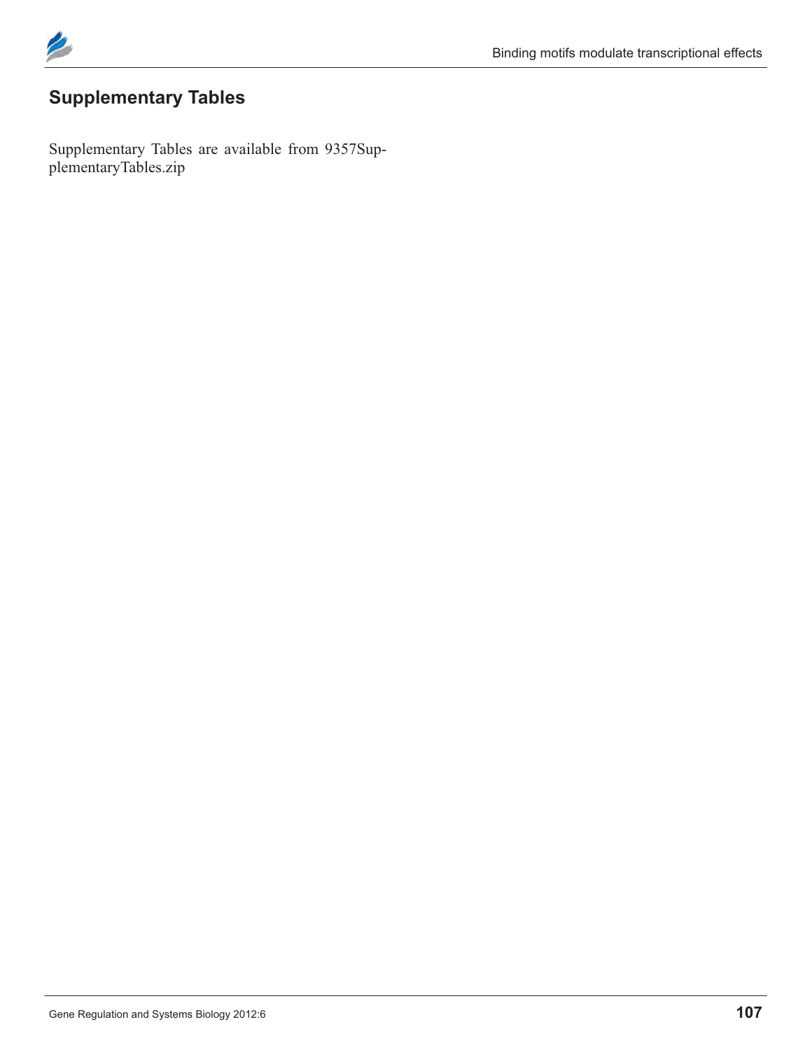## Supplementary Tables

Supplementary Tables are available from 9357SupplementaryTables.zip